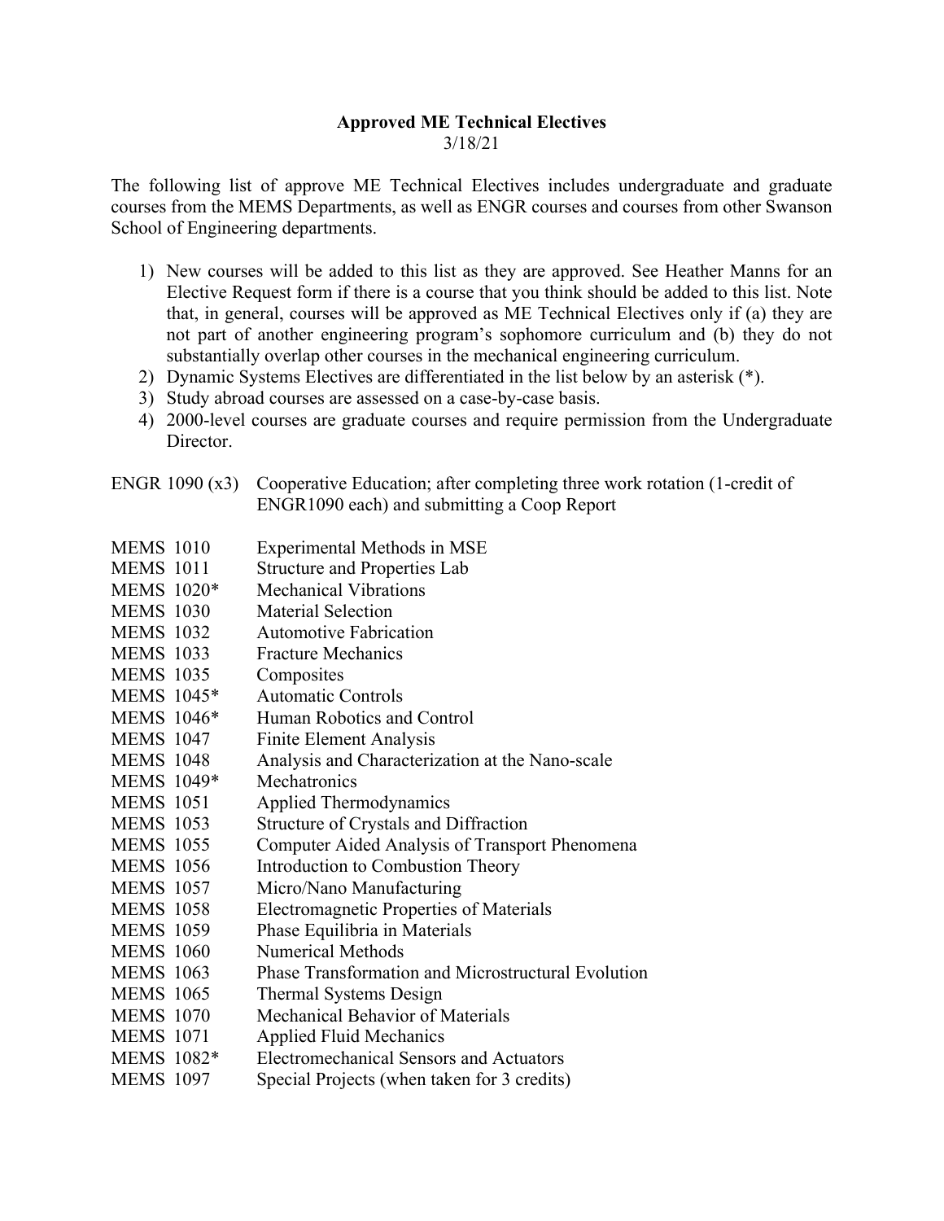**Approved ME Technical Electives**

3/18/21

The following list of approve ME Technical Electives includes undergraduate and graduate courses from the MEMS Departments, as well as ENGR courses and courses from other Swanson School of Engineering departments.

1) New courses will be added to this list as they are approved. See Heather Manns for an Elective Request form if there is a course that you think should be added to this list. Note that, in general, courses will be approved as ME Technical Electives only if (a) they are not part of another engineering program's sophomore curriculum and (b) they do not substantially overlap other courses in the mechanical engineering curriculum.
2) Dynamic Systems Electives are differentiated in the list below by an asterisk (*).
3) Study abroad courses are assessed on a case-by-case basis.
4) 2000-level courses are graduate courses and require permission from the Undergraduate Director.

ENGR 1090 (x3) Cooperative Education; after completing three work rotation (1-credit of ENGR1090 each) and submitting a Coop Report

MEMS 1010 Experimental Methods in MSE
MEMS 1011 Structure and Properties Lab
MEMS 1020* Mechanical Vibrations
MEMS 1030 Material Selection
MEMS 1032 Automotive Fabrication
MEMS 1033 Fracture Mechanics
MEMS 1035 Composites
MEMS 1045* Automatic Controls
MEMS 1046* Human Robotics and Control
MEMS 1047 Finite Element Analysis
MEMS 1048 Analysis and Characterization at the Nano-scale
MEMS 1049* Mechatronics
MEMS 1051 Applied Thermodynamics
MEMS 1053 Structure of Crystals and Diffraction
MEMS 1055 Computer Aided Analysis of Transport Phenomena
MEMS 1056 Introduction to Combustion Theory
MEMS 1057 Micro/Nano Manufacturing
MEMS 1058 Electromagnetic Properties of Materials
MEMS 1059 Phase Equilibria in Materials
MEMS 1060 Numerical Methods
MEMS 1063 Phase Transformation and Microstructural Evolution
MEMS 1065 Thermal Systems Design
MEMS 1070 Mechanical Behavior of Materials
MEMS 1071 Applied Fluid Mechanics
MEMS 1082* Electromechanical Sensors and Actuators
MEMS 1097 Special Projects (when taken for 3 credits)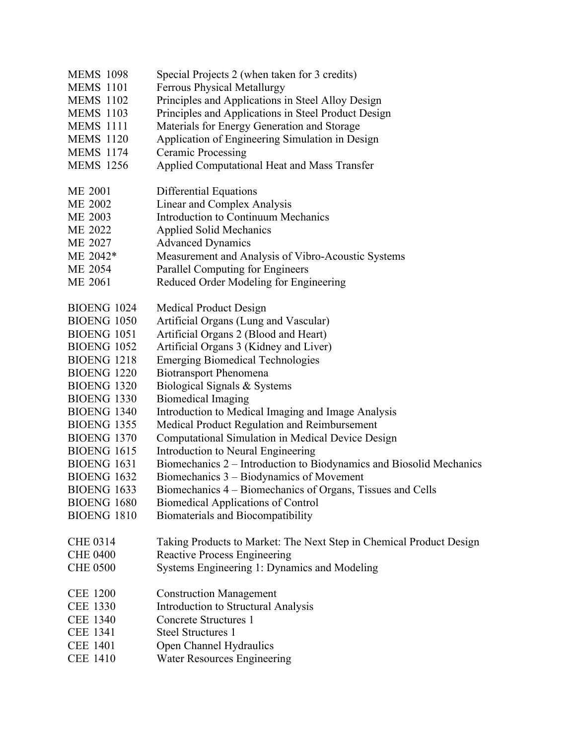MEMS 1098 Special Projects 2 (when taken for 3 credits)
MEMS 1101 Ferrous Physical Metallurgy
MEMS 1102 Principles and Applications in Steel Alloy Design
MEMS 1103 Principles and Applications in Steel Product Design
MEMS 1111 Materials for Energy Generation and Storage
MEMS 1120 Application of Engineering Simulation in Design
MEMS 1174 Ceramic Processing
MEMS 1256 Applied Computational Heat and Mass Transfer

ME 2001 Differential Equations
ME 2002 Linear and Complex Analysis
ME 2003 Introduction to Continuum Mechanics
ME 2022 Applied Solid Mechanics
ME 2027 Advanced Dynamics
ME 2042* Measurement and Analysis of Vibro-Acoustic Systems
ME 2054 Parallel Computing for Engineers
ME 2061 Reduced Order Modeling for Engineering

BIOENG 1024 Medical Product Design
BIOENG 1050 Artificial Organs (Lung and Vascular)
BIOENG 1051 Artificial Organs 2 (Blood and Heart)
BIOENG 1052 Artificial Organs 3 (Kidney and Liver)
BIOENG 1218 Emerging Biomedical Technologies
BIOENG 1220 Biotransport Phenomena
BIOENG 1320 Biological Signals & Systems
BIOENG 1330 Biomedical Imaging
BIOENG 1340 Introduction to Medical Imaging and Image Analysis
BIOENG 1355 Medical Product Regulation and Reimbursement
BIOENG 1370 Computational Simulation in Medical Device Design
BIOENG 1615 Introduction to Neural Engineering
BIOENG 1631 Biomechanics 2 – Introduction to Biodynamics and Biosolid Mechanics
BIOENG 1632 Biomechanics 3 – Biodynamics of Movement
BIOENG 1633 Biomechanics 4 – Biomechanics of Organs, Tissues and Cells
BIOENG 1680 Biomedical Applications of Control
BIOENG 1810 Biomaterials and Biocompatibility

CHE 0314 Taking Products to Market: The Next Step in Chemical Product Design
CHE 0400 Reactive Process Engineering
CHE 0500 Systems Engineering 1: Dynamics and Modeling

CEE 1200 Construction Management
CEE 1330 Introduction to Structural Analysis
CEE 1340 Concrete Structures 1
CEE 1341 Steel Structures 1
CEE 1401 Open Channel Hydraulics
CEE 1410 Water Resources Engineering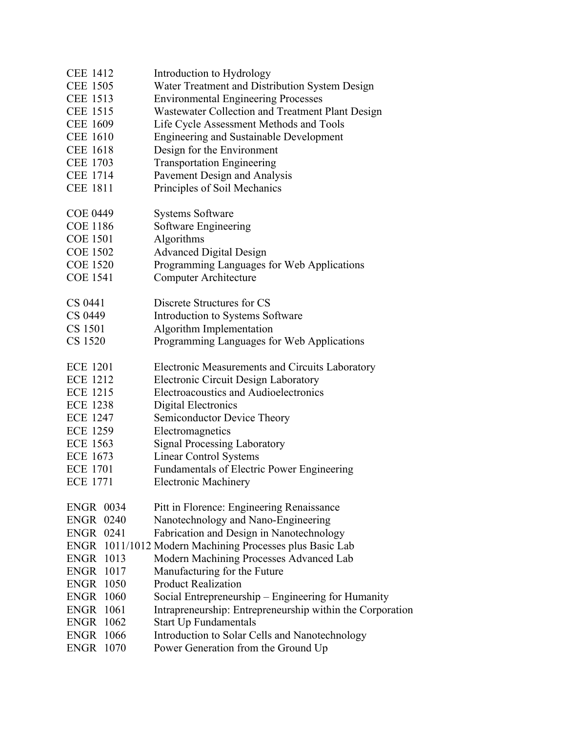CEE 1412 Introduction to Hydrology
CEE 1505 Water Treatment and Distribution System Design
CEE 1513 Environmental Engineering Processes
CEE 1515 Wastewater Collection and Treatment Plant Design
CEE 1609 Life Cycle Assessment Methods and Tools
CEE 1610 Engineering and Sustainable Development
CEE 1618 Design for the Environment
CEE 1703 Transportation Engineering
CEE 1714 Pavement Design and Analysis
CEE 1811 Principles of Soil Mechanics

COE 0449 Systems Software
COE 1186 Software Engineering
COE 1501 Algorithms
COE 1502 Advanced Digital Design
COE 1520 Programming Languages for Web Applications
COE 1541 Computer Architecture

CS 0441 Discrete Structures for CS
CS 0449 Introduction to Systems Software
CS 1501 Algorithm Implementation
CS 1520 Programming Languages for Web Applications

ECE 1201 Electronic Measurements and Circuits Laboratory
ECE 1212 Electronic Circuit Design Laboratory
ECE 1215 Electroacoustics and Audioelectronics
ECE 1238 Digital Electronics
ECE 1247 Semiconductor Device Theory
ECE 1259 Electromagnetics
ECE 1563 Signal Processing Laboratory
ECE 1673 Linear Control Systems
ECE 1701 Fundamentals of Electric Power Engineering
ECE 1771 Electronic Machinery

ENGR 0034 Pitt in Florence: Engineering Renaissance
ENGR 0240 Nanotechnology and Nano-Engineering
ENGR 0241 Fabrication and Design in Nanotechnology
ENGR 1011/1012 Modern Machining Processes plus Basic Lab
ENGR 1013 Modern Machining Processes Advanced Lab
ENGR 1017 Manufacturing for the Future
ENGR 1050 Product Realization
ENGR 1060 Social Entrepreneurship – Engineering for Humanity
ENGR 1061 Intrapreneurship: Entrepreneurship within the Corporation
ENGR 1062 Start Up Fundamentals
ENGR 1066 Introduction to Solar Cells and Nanotechnology
ENGR 1070 Power Generation from the Ground Up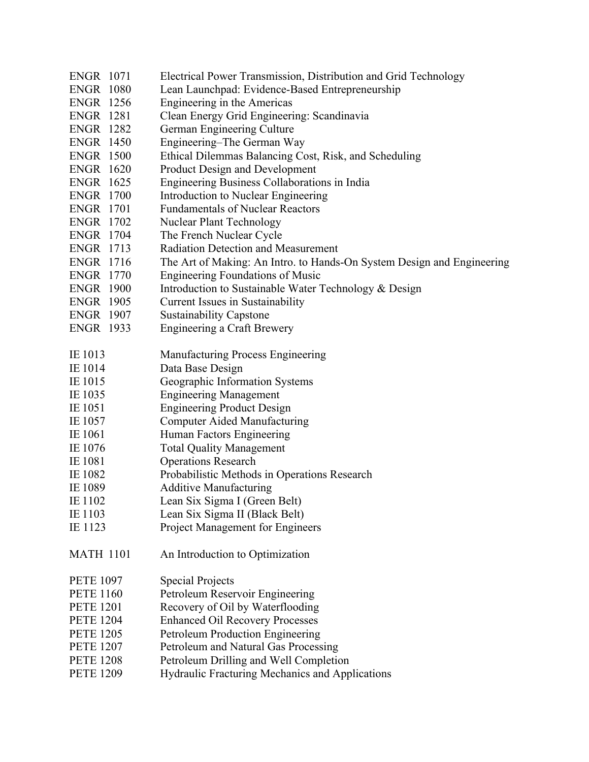ENGR 1071 Electrical Power Transmission, Distribution and Grid Technology
ENGR 1080 Lean Launchpad: Evidence-Based Entrepreneurship
ENGR 1256 Engineering in the Americas
ENGR 1281 Clean Energy Grid Engineering: Scandinavia
ENGR 1282 German Engineering Culture
ENGR 1450 Engineering–The German Way
ENGR 1500 Ethical Dilemmas Balancing Cost, Risk, and Scheduling
ENGR 1620 Product Design and Development
ENGR 1625 Engineering Business Collaborations in India
ENGR 1700 Introduction to Nuclear Engineering
ENGR 1701 Fundamentals of Nuclear Reactors
ENGR 1702 Nuclear Plant Technology
ENGR 1704 The French Nuclear Cycle
ENGR 1713 Radiation Detection and Measurement
ENGR 1716 The Art of Making: An Intro. to Hands-On System Design and Engineering
ENGR 1770 Engineering Foundations of Music
ENGR 1900 Introduction to Sustainable Water Technology & Design
ENGR 1905 Current Issues in Sustainability
ENGR 1907 Sustainability Capstone
ENGR 1933 Engineering a Craft Brewery

IE 1013 Manufacturing Process Engineering
IE 1014 Data Base Design
IE 1015 Geographic Information Systems
IE 1035 Engineering Management
IE 1051 Engineering Product Design
IE 1057 Computer Aided Manufacturing
IE 1061 Human Factors Engineering
IE 1076 Total Quality Management
IE 1081 Operations Research
IE 1082 Probabilistic Methods in Operations Research
IE 1089 Additive Manufacturing
IE 1102 Lean Six Sigma I (Green Belt)
IE 1103 Lean Six Sigma II (Black Belt)
IE 1123 Project Management for Engineers

MATH 1101 An Introduction to Optimization

PETE 1097 Special Projects
PETE 1160 Petroleum Reservoir Engineering
PETE 1201 Recovery of Oil by Waterflooding
PETE 1204 Enhanced Oil Recovery Processes
PETE 1205 Petroleum Production Engineering
PETE 1207 Petroleum and Natural Gas Processing
PETE 1208 Petroleum Drilling and Well Completion
PETE 1209 Hydraulic Fracturing Mechanics and Applications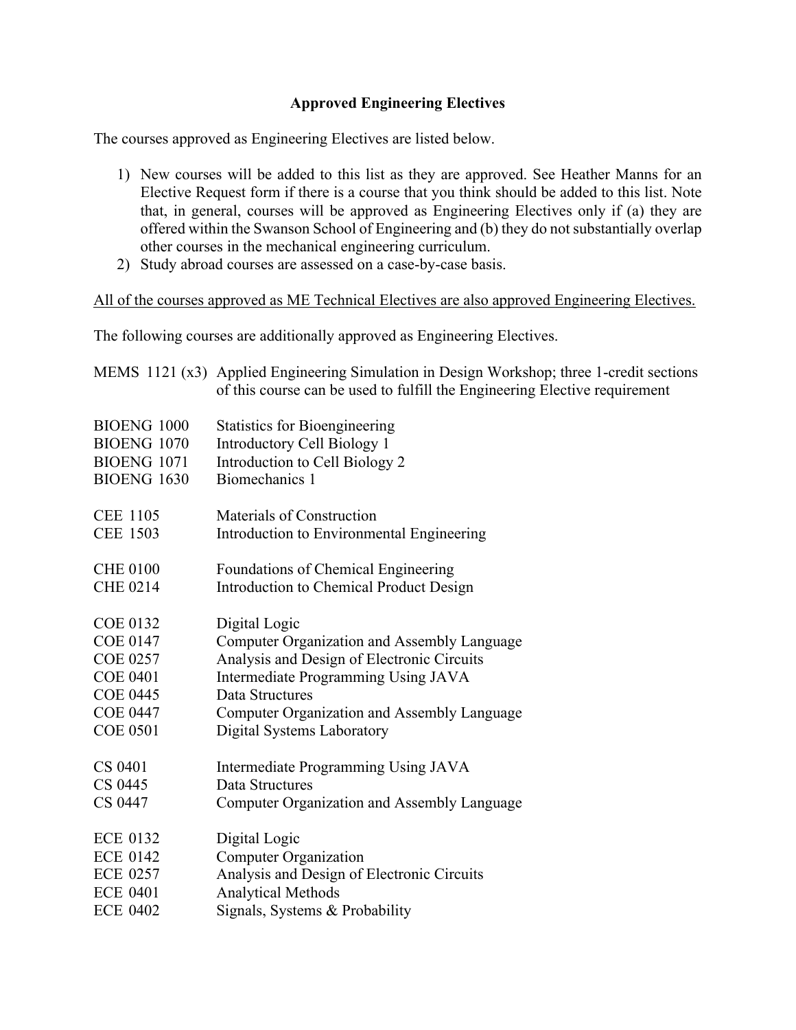## Approved Engineering Electives

The courses approved as Engineering Electives are listed below.

1) New courses will be added to this list as they are approved. See Heather Manns for an Elective Request form if there is a course that you think should be added to this list. Note that, in general, courses will be approved as Engineering Electives only if (a) they are offered within the Swanson School of Engineering and (b) they do not substantially overlap other courses in the mechanical engineering curriculum.
2) Study abroad courses are assessed on a case-by-case basis.

<u>All of the courses approved as ME Technical Electives are also approved Engineering Electives.</u>

The following courses are additionally approved as Engineering Electives.

| Course | Title |
|---|---|
| MEMS 1121 (x3) | Applied Engineering Simulation in Design Workshop; three 1-credit sections of this course can be used to fulfill the Engineering Elective requirement |
| BIOENG 1000 | Statistics for Bioengineering |
| BIOENG 1070 | Introductory Cell Biology 1 |
| BIOENG 1071 | Introduction to Cell Biology 2 |
| BIOENG 1630 | Biomechanics 1 |
| CEE 1105 | Materials of Construction |
| CEE 1503 | Introduction to Environmental Engineering |
| CHE 0100 | Foundations of Chemical Engineering |
| CHE 0214 | Introduction to Chemical Product Design |
| COE 0132 | Digital Logic |
| COE 0147 | Computer Organization and Assembly Language |
| COE 0257 | Analysis and Design of Electronic Circuits |
| COE 0401 | Intermediate Programming Using JAVA |
| COE 0445 | Data Structures |
| COE 0447 | Computer Organization and Assembly Language |
| COE 0501 | Digital Systems Laboratory |
| CS 0401 | Intermediate Programming Using JAVA |
| CS 0445 | Data Structures |
| CS 0447 | Computer Organization and Assembly Language |
| ECE 0132 | Digital Logic |
| ECE 0142 | Computer Organization |
| ECE 0257 | Analysis and Design of Electronic Circuits |
| ECE 0401 | Analytical Methods |
| ECE 0402 | Signals, Systems & Probability |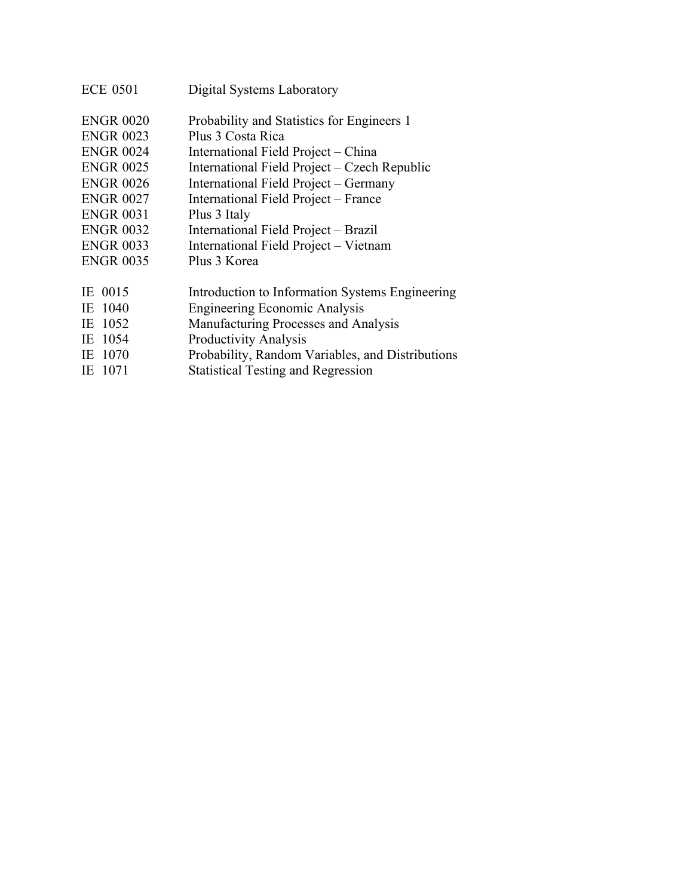| | |
|---|---|
| ECE 0501 | Digital Systems Laboratory |
| | |
| ENGR 0020 | Probability and Statistics for Engineers 1 |
| ENGR 0023 | Plus 3 Costa Rica |
| ENGR 0024 | International Field Project – China |
| ENGR 0025 | International Field Project – Czech Republic |
| ENGR 0026 | International Field Project – Germany |
| ENGR 0027 | International Field Project – France |
| ENGR 0031 | Plus 3 Italy |
| ENGR 0032 | International Field Project – Brazil |
| ENGR 0033 | International Field Project – Vietnam |
| ENGR 0035 | Plus 3 Korea |
| | |
| IE 0015 | Introduction to Information Systems Engineering |
| IE 1040 | Engineering Economic Analysis |
| IE 1052 | Manufacturing Processes and Analysis |
| IE 1054 | Productivity Analysis |
| IE 1070 | Probability, Random Variables, and Distributions |
| IE 1071 | Statistical Testing and Regression |